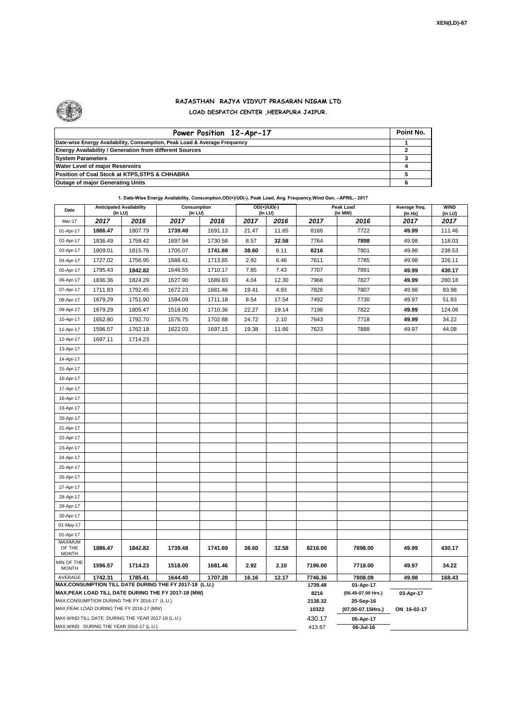XEN(LD)-67

# RAJASTHAN RAJYA VIDYUT PRASARAN NIGAM LTD

## LOAD DESPATCH CENTER ,HEERAPURA JAIPUR.

| Power Position 12-Apr-17 | Point No. |
|---|---|
| Date-wise Energy Availability, Consumption, Peak Load & Average Frequency | 1 |
| Energy Availability / Generation from different Sources | 2 |
| System Parameters | 3 |
| Water Level of major Reservoirs | 4 |
| Position of Coal Stock at KTPS,STPS & CHHABRA | 5 |
| Outage of major Generating Units | 6 |

**1. Date-Wise Energy Availability, Consumption,OD(+)/UD(-), Peak Load, Avg. Frequency,Wind Gen. –APRIL.- 2017**

| Date | Anticipated Availability (In LU) | | Consumption (In LU) | | OD(+)/UD(-) (In LU) | | Peak Load (In MW) | | Average freq. (In Hz) | WIND (in LU) |
|---|---|---|---|---|---|---|---|---|---|---|
| Mar-17 | 2017 | 2016 | 2017 | 2016 | 2017 | 2016 | 2017 | 2016 | 2017 | 2017 |
| 01-Apr-17 | **1886.47** | 1807.79 | **1739.48** | 1691.13 | 21.47 | 11.65 | 8166 | 7722 | **49.99** | 111.46 |
| 02-Apr-17 | 1836.49 | 1758.42 | 1697.94 | 1730.58 | 8.57 | **32.58** | 7764 | **7898** | 49.98 | 118.03 |
| 03-Apr-17 | 1809.01 | 1815.76 | 1705.07 | **1741.69** | **38.60** | 8.11 | **8216** | 7801 | 49.98 | 238.53 |
| 04-Apr-17 | 1727.02 | 1756.95 | 1688.41 | 1713.65 | 2.92 | 6.46 | 7611 | 7785 | 49.98 | 326.11 |
| 05-Apr-17 | 1795.43 | **1842.82** | 1646.55 | 1710.17 | 7.85 | 7.43 | 7707 | 7891 | **49.99** | **430.17** |
| 06-Apr-17 | 1836.36 | 1824.29 | 1627.90 | 1689.83 | 4.04 | 12.30 | 7966 | 7827 | **49.99** | 280.18 |
| 07-Apr-17 | 1711.83 | 1792.45 | 1672.23 | 1681.46 | 19.41 | 4.93 | 7826 | 7807 | 49.98 | 93.98 |
| 08-Apr-17 | 1679.29 | 1751.90 | 1594.09 | 1711.18 | 8.54 | 17.54 | 7492 | 7730 | 49.97 | 51.93 |
| 09-Apr-17 | 1679.29 | 1805.47 | 1518.00 | 1710.36 | 22.27 | 19.14 | 7196 | 7822 | **49.99** | 124.06 |
| 10-Apr-17 | 1652.80 | 1792.70 | 1576.75 | 1702.88 | 24.72 | 2.10 | 7643 | 7718 | **49.99** | 34.22 |
| 11-Apr-17 | 1596.57 | 1762.18 | 1622.03 | 1697.15 | 19.38 | 11.66 | 7623 | 7888 | 49.97 | 44.08 |
| 12-Apr-17 | 1697.11 | 1714.23 | | | | | | | | |
| 13-Apr-17 | | | | | | | | | | |
| 14-Apr-17 | | | | | | | | | | |
| 15-Apr-17 | | | | | | | | | | |
| 16-Apr-17 | | | | | | | | | | |
| 17-Apr-17 | | | | | | | | | | |
| 18-Apr-17 | | | | | | | | | | |
| 19-Apr-17 | | | | | | | | | | |
| 20-Apr-17 | | | | | | | | | | |
| 21-Apr-17 | | | | | | | | | | |
| 22-Apr-17 | | | | | | | | | | |
| 23-Apr-17 | | | | | | | | | | |
| 24-Apr-17 | | | | | | | | | | |
| 25-Apr-17 | | | | | | | | | | |
| 26-Apr-17 | | | | | | | | | | |
| 27-Apr-17 | | | | | | | | | | |
| 28-Apr-17 | | | | | | | | | | |
| 29-Apr-17 | | | | | | | | | | |
| 30-Apr-17 | | | | | | | | | | |
| 01-May-17 | | | | | | | | | | |
| 01-Apr-17 | | | | | | | | | | |
| MAXIMUM OF THE MONTH | **1886.47** | **1842.82** | **1739.48** | **1741.69** | **38.60** | **32.58** | **8216.00** | **7898.00** | **49.99** | **430.17** |
| MIN OF THE MONTH | **1596.57** | **1714.23** | **1518.00** | **1681.46** | **2.92** | **2.10** | **7196.00** | **7718.00** | **49.97** | **34.22** |
| AVERAGE | **1742.31** | **1785.41** | **1644.40** | **1707.28** | **16.16** | **12.17** | **7746.36** | **7808.09** | **49.98** | **168.43** |
| **MAX.CONSUMPTION TILL DATE DURING THE FY 2017-18 (L.U.)** | | | | | | | **1739.48** | **01-Apr-17** | | |
| **MAX.PEAK LOAD TILL DATE DURING THE FY 2017-18 (MW)** | | | | | | | **8216** | **(06.45-07.00 Hrs.)** | **03-Apr-17** | |
| MAX.CONSUMPTION DURING THE FY 2016-17 (L.U.) | | | | | | | **2138.32** | **20-Sep-16** | | |
| MAX.PEAK LOAD DURING THE FY 2016-17 (MW) | | | | | | | **10322** | **(07.00-07.15Hrs.)** | **ON 16-02-17** | |
| MAX.WIND TILL DATE DURING THE YEAR 2017-18 (L.U.) | | | | | | | 430.17 | **05-Apr-17** | | |
| MAX.WIND DURING THE YEAR 2016-17 (L.U.) | | | | | | | 413.67 | **06-Jul-16** | | |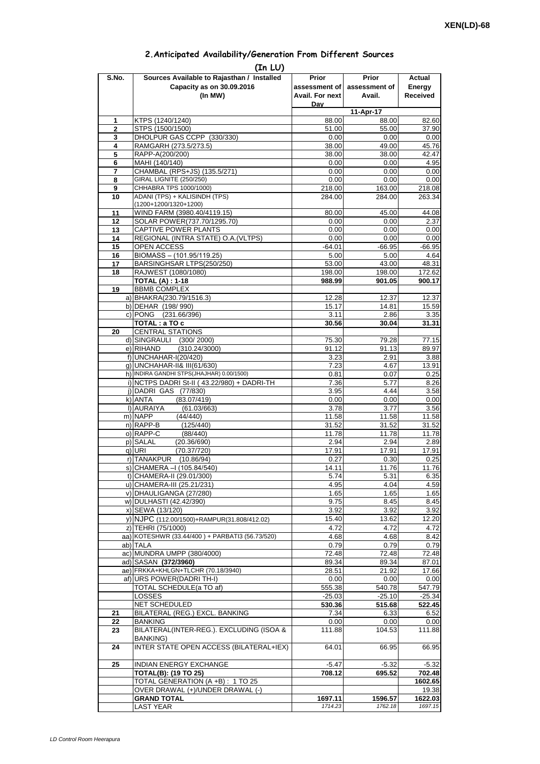**XEN(LD)-68**

## 2.Anticipated Availability/Generation From Different Sources

**(In LU)**

| S.No. | Sources Available to Rajasthan / Installed Capacity as on 30.09.2016 (In MW) | Prior assessment of Avail. For next Day | Prior assessment of Avail. | Actual Energy Received |
|---|---|---|---|---|
| | | | 11-Apr-17 | |
| 1 | KTPS (1240/1240) | 88.00 | 88.00 | 82.60 |
| 2 | STPS (1500/1500) | 51.00 | 55.00 | 37.90 |
| 3 | DHOLPUR GAS CCPP (330/330) | 0.00 | 0.00 | 0.00 |
| 4 | RAMGARH (273.5/273.5) | 38.00 | 49.00 | 45.76 |
| 5 | RAPP-A(200/200) | 38.00 | 38.00 | 42.47 |
| 6 | MAHI (140/140) | 0.00 | 0.00 | 4.95 |
| 7 | CHAMBAL (RPS+JS) (135.5/271) | 0.00 | 0.00 | 0.00 |
| 8 | GIRAL LIGNITE (250/250) | 0.00 | 0.00 | 0.00 |
| 9 | CHHABRA TPS 1000/1000) | 218.00 | 163.00 | 218.08 |
| 10 | ADANI (TPS) + KALISINDH (TPS) (1200+1200/1320+1200) | 284.00 | 284.00 | 263.34 |
| 11 | WIND FARM (3980.40/4119.15) | 80.00 | 45.00 | 44.08 |
| 12 | SOLAR POWER(737.70/1295.70) | 0.00 | 0.00 | 2.37 |
| 13 | CAPTIVE POWER PLANTS | 0.00 | 0.00 | 0.00 |
| 14 | REGIONAL (INTRA STATE) O.A.(VLTPS) | 0.00 | 0.00 | 0.00 |
| 15 | OPEN ACCESS | -64.01 | -66.95 | -66.95 |
| 16 | BIOMASS – (101.95/119.25) | 5.00 | 5.00 | 4.64 |
| 17 | BARSINGHSAR LTPS(250/250) | 53.00 | 43.00 | 48.31 |
| 18 | RAJWEST (1080/1080) | 198.00 | 198.00 | 172.62 |
| | **TOTAL (A) : 1-18** | **988.99** | **901.05** | **900.17** |
| 19 | BBMB COMPLEX | | | |
| | a) BHAKRA(230.79/1516.3) | 12.28 | 12.37 | 12.37 |
| | b) DEHAR (198/ 990) | 15.17 | 14.81 | 15.59 |
| | c) PONG (231.66/396) | 3.11 | 2.86 | 3.35 |
| | **TOTAL : a TO c** | **30.56** | **30.04** | **31.31** |
| 20 | CENTRAL STATIONS | | | |
| | d) SINGRAULI (300/ 2000) | 75.30 | 79.28 | 77.15 |
| | e) RIHAND (310.24/3000) | 91.12 | 91.13 | 89.97 |
| | f) UNCHAHAR-I(20/420) | 3.23 | 2.91 | 3.88 |
| | g) UNCHAHAR-II& III(61/630) | 7.23 | 4.67 | 13.91 |
| | h) INDIRA GANDHI STPS(JHAJHAR) 0.00/1500) | 0.81 | 0.07 | 0.25 |
| | i) NCTPS DADRI St-II ( 43.22/980) + DADRI-TH | 7.36 | 5.77 | 8.26 |
| | j) DADRI GAS (77/830) | 3.95 | 4.44 | 3.58 |
| | k) ANTA (83.07/419) | 0.00 | 0.00 | 0.00 |
| | l) AURAIYA (61.03/663) | 3.78 | 3.77 | 3.56 |
| | m) NAPP (44/440) | 11.58 | 11.58 | 11.58 |
| | n) RAPP-B (125/440) | 31.52 | 31.52 | 31.52 |
| | o) RAPP-C (88/440) | 11.78 | 11.78 | 11.78 |
| | p) SALAL (20.36/690) | 2.94 | 2.94 | 2.89 |
| | q) URI (70.37/720) | 17.91 | 17.91 | 17.91 |
| | r) TANAKPUR (10.86/94) | 0.27 | 0.30 | 0.25 |
| | s) CHAMERA –I (105.84/540) | 14.11 | 11.76 | 11.76 |
| | t) CHAMERA-II (29.01/300) | 5.74 | 5.31 | 6.35 |
| | u) CHAMERA-III (25.21/231) | 4.95 | 4.04 | 4.59 |
| | v) DHAULIGANGA (27/280) | 1.65 | 1.65 | 1.65 |
| | w) DULHASTI (42.42/390) | 9.75 | 8.45 | 8.45 |
| | x) SEWA (13/120) | 3.92 | 3.92 | 3.92 |
| | y) NJPC (112.00/1500)+RAMPUR(31.808/412.02) | 15.40 | 13.62 | 12.20 |
| | z) TEHRI (75/1000) | 4.72 | 4.72 | 4.72 |
| | aa) KOTESHWR (33.44/400 ) + PARBATI3 (56.73/520) | 4.68 | 4.68 | 8.42 |
| | ab) TALA | 0.79 | 0.79 | 0.79 |
| | ac) MUNDRA UMPP (380/4000) | 72.48 | 72.48 | 72.48 |
| | ad) SASAN **(372/3960)** | 89.34 | 89.34 | 87.01 |
| | ae) FRKKA+KHLGN+TLCHR (70.18/3940) | 28.51 | 21.92 | 17.66 |
| | af) URS POWER(DADRI TH-I) | 0.00 | 0.00 | 0.00 |
| | TOTAL SCHEDULE(a TO af) | 555.38 | 540.78 | 547.79 |
| | LOSSES | -25.03 | -25.10 | -25.34 |
| | NET SCHEDULED | **530.36** | **515.68** | **522.45** |
| 21 | BILATERAL (REG.) EXCL. BANKING | 7.34 | 6.33 | 6.52 |
| 22 | BANKING | 0.00 | 0.00 | 0.00 |
| 23 | BILATERAL(INTER-REG.). EXCLUDING (ISOA & BANKING) | 111.88 | 104.53 | 111.88 |
| 24 | INTER STATE OPEN ACCESS (BILATERAL+IEX) | 64.01 | 66.95 | 66.95 |
| 25 | INDIAN ENERGY EXCHANGE | -5.47 | -5.32 | -5.32 |
| | **TOTAL(B): (19 TO 25)** | **708.12** | **695.52** | **702.48** |
| | TOTAL GENERATION (A +B) : 1 TO 25 | | | **1602.65** |
| | OVER DRAWAL (+)/UNDER DRAWAL (-) | | | 19.38 |
| | **GRAND TOTAL** | **1697.11** | **1596.57** | **1622.03** |
| | LAST YEAR | *1714.23* | *1762.18* | *1697.15* |

*LD Control Room Heerapura*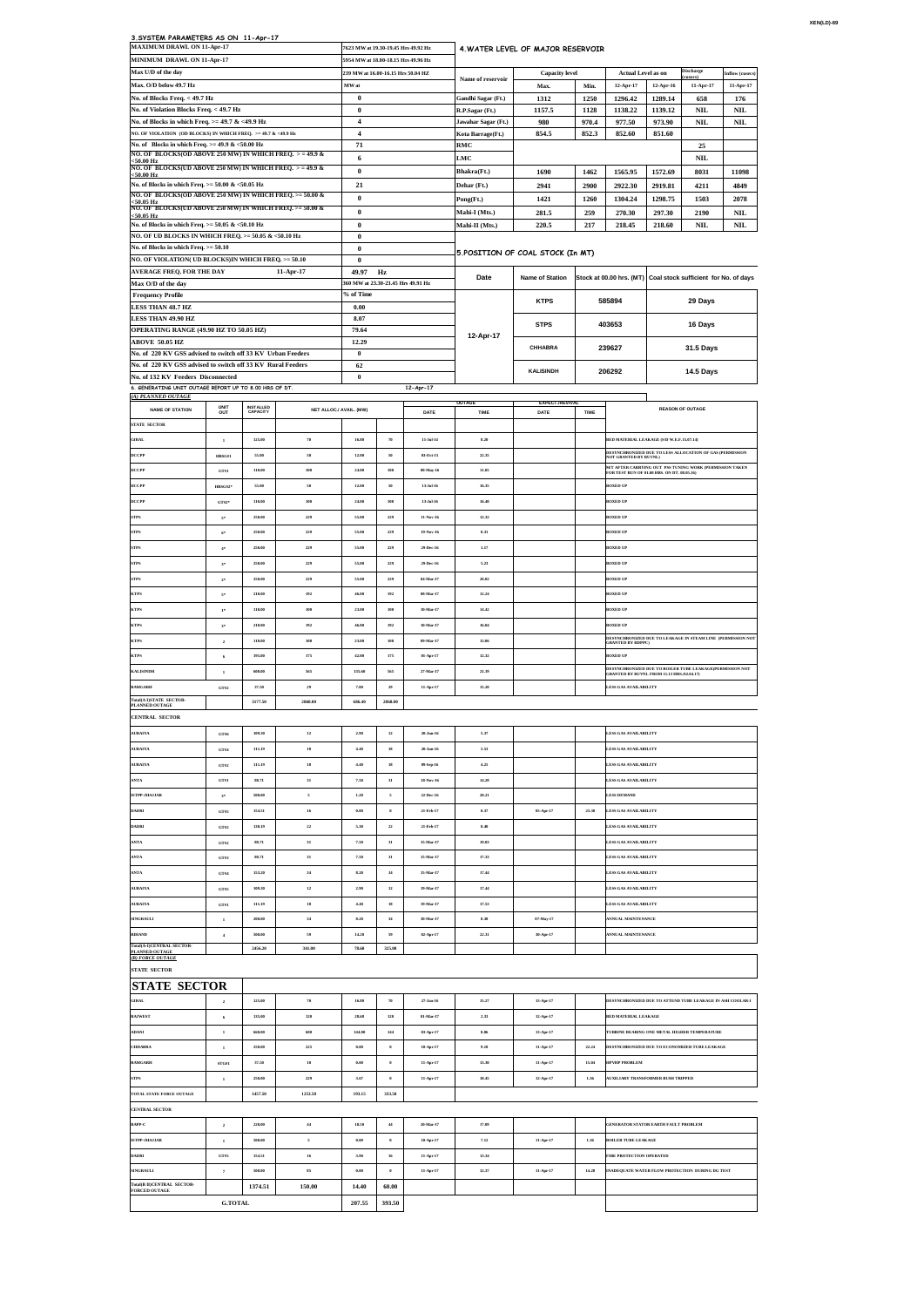## 3. SYSTEM PARAMETERS AS ON 11-Apr-17

| | | |
|---|---|---|
| MAXIMUM DRAWL ON 11-Apr-17 | | 7623 MW at 19.30-19.45 Hrs 49.92 Hz |
| MINIMUM DRAWL ON 11-Apr-17 | | 5954 MW at 18.00-18.15 Hrs 49.96 Hz |
| Max U/D of the day | | 239 MW at 16.00-16.15 Hrs 50.04 HZ |
| Max. O/D below 49.7 Hz | | MW at |
| No. of Blocks Freq. < 49.7 Hz | | 0 |
| No. of Violation Blocks Freq. < 49.7 Hz | | 0 |
| No. of Blocks in which Freq. >= 49.7 & <49.9 Hz | | 4 |
| NO. OF VIOLATION (OD BLOCKS) IN WHICH FREQ. >= 49.7 & <49.9 Hz | | 4 |
| No. of Blocks in which Freq. >= 49.9 & <50.00 Hz | | 71 |
| NO. OF BLOCKS(OD ABOVE 250 MW) IN WHICH FREQ. > = 49.9 & <50.00 Hz | | 6 |
| NO. OF BLOCKS(UD ABOVE 250 MW) IN WHICH FREQ. > = 49.9 & <50.00 Hz | | 0 |
| No. of Blocks in which Freq. >= 50.00 & <50.05 Hz | | 21 |
| NO. OF BLOCKS(OD ABOVE 250 MW) IN WHICH FREQ. >= 50.00 & <50.05 Hz | | 0 |
| NO. OF BLOCKS(UD ABOVE 250 MW) IN WHICH FREQ. >= 50.00 & <50.05 Hz | | 0 |
| No. of Blocks in which Freq. >= 50.05 & <50.10 Hz | | 0 |
| NO. OF UD BLOCKS IN WHICH FREQ. >= 50.05 & <50.10 Hz | | 0 |
| No. of Blocks in which Freq. >= 50.10 | | 0 |
| NO. OF VIOLATION( UD BLOCKS)IN WHICH FREQ. >= 50.10 | | 0 |
| AVERAGE FREQ. FOR THE DAY | 11-Apr-17 | 49.97 Hz |
| Max O/D of the day | | 360 MW at 23.30-23.45 Hrs 49.91 Hz |
| Frequency Profile | | % of Time |
| LESS THAN 48.7 HZ | | 0.00 |
| LESS THAN 49.90 HZ | | 8.07 |
| OPERATING RANGE (49.90 HZ TO 50.05 HZ) | | 79.64 |
| ABOVE 50.05 HZ | | 12.29 |
| No. of 220 KV GSS advised to switch off 33 KV Urban Feeders | | 0 |
| No. of 220 KV GSS advised to switch off 33 KV Rural Feeders | | 62 |
| No. of 132 KV Feeders Disconnected | | 0 |

## 4. WATER LEVEL OF MAJOR RESERVOIR

| Name of reservoir | Capacity level Max. | Capacity level Min. | Actual Level as on 12-Apr-17 | Actual Level as on 12-Apr-16 | Discharge (cusecs) 11-Apr-17 | Inflow (cusecs) 11-Apr-17 |
|---|---|---|---|---|---|---|
| Gandhi Sagar (Ft.) | 1312 | 1250 | 1296.42 | 1289.14 | 658 | 176 |
| R.P.Sagar (Ft.) | 1157.5 | 1128 | 1138.22 | 1139.12 | NIL | NIL |
| Jawahar Sagar (Ft.) | 980 | 970.4 | 977.50 | 973.90 | NIL | NIL |
| Kota Barrage(Ft.) | 854.5 | 852.3 | 852.60 | 851.60 | | |
| RMC | | | | | 25 | |
| LMC | | | | | NIL | |
| Bhakra(Ft.) | 1690 | 1462 | 1565.95 | 1572.69 | 8031 | 11098 |
| Dehar (Ft.) | 2941 | 2900 | 2922.30 | 2919.81 | 4211 | 4849 |
| Pong(Ft.) | 1421 | 1260 | 1304.24 | 1298.75 | 1503 | 2078 |
| Mahi-I (Mts.) | 281.5 | 259 | 270.30 | 297.30 | 2190 | NIL |
| Mahi-II (Mts.) | 220.5 | 217 | 218.45 | 218.60 | NIL | NIL |

## 5 POSITION OF COAL STOCK (In MT)

| Date | Name of Station | Stock at 00.00 hrs. (MT) | Coal stock sufficient for No. of days |
|---|---|---|---|
| 12-Apr-17 | KTPS | 585894 | 29 Days |
| | STPS | 403653 | 16 Days |
| | CHHABRA | 239627 | 31.5 Days |
| | KALISINDH | 206292 | 14.5 Days |

## 6. GENERATING UNIT OUTAGE REPORT UP TO 8.00 HRS OF DT. 12-Apr-17

### (A) PLANNED OUTAGE

| NAME OF STATION | UNIT OUT | INSTALLED CAPACITY | NET ALLOC./ AVAIL. (MW) | | | | OUTAGE DATE | OUTAGE TIME | EXPECT.REVIVAL DATE | EXPECT.REVIVAL TIME | REASON OF OUTAGE |
|---|---|---|---|---|---|---|---|---|---|---|---|
| **STATE SECTOR** | | | | | | | | | | | |
| GIRAL | 1 | 125.00 | 70 | 16.80 | 70 | | 11-Jul-14 | 8.28 | | | BED MATERIAL LEAKAGE (S/D W.E.F. 13.07.14) |
| DCCPP | HRSG#1 | 55.00 | 50 | 12.00 | 50 | | 03-Oct-15 | 22.35 | | | DESYNCHRONIZED DUE TO LESS ALLOCATION OF GAS (PERMISSION NOT GRANTED BY RUVNL) |
| DCCPP | GT#1 | 110.00 | 100 | 24.00 | 100 | | 08-May-16 | 11.05 | | | S/T AFTER CARRYING OUT PSS TUNING WORK (PERMISSION TAKEN FOR TEST RUN OF 01.00 HRS. ON DT. 08.05.16) |
| DCCPP | HRSG#2* | 55.00 | 50 | 12.00 | 50 | | 13-Jul-16 | 16.35 | | | BOXED UP |
| DCCPP | GT#2* | 110.00 | 100 | 24.00 | 100 | | 13-Jul-16 | 16.40 | | | BOXED UP |
| STPS | 5* | 250.00 | 229 | 55.00 | 229 | | 11-Nov-16 | 12.32 | | | BOXED UP |
| STPS | 6* | 250.00 | 229 | 55.00 | 229 | | 19-Nov-16 | 0.31 | | | BOXED UP |
| STPS | 4* | 250.00 | 229 | 55.00 | 229 | | 29-Dec-16 | 1.17 | | | BOXED UP |
| STPS | 3* | 250.00 | 229 | 55.00 | 229 | | 29-Dec-16 | 5.23 | | | BOXED UP |
| STPS | 2* | 250.00 | 229 | 55.00 | 229 | | 04-Mar-17 | 20.02 | | | BOXED UP |
| KTPS | 5* | 210.00 | 192 | 46.00 | 192 | | 08-Mar-17 | 12.24 | | | BOXED UP |
| KTPS | 1* | 110.00 | 100 | 23.00 | 100 | | 10-Mar-17 | 14.42 | | | BOXED UP |
| KTPS | 3* | 210.00 | 192 | 46.00 | 192 | | 30-Mar-17 | 16.04 | | | BOXED UP |
| KTPS | 2 | 110.00 | 100 | 23.00 | 100 | | 09-Mar-17 | 13.06 | | | DESYNCHRONIZED DUE TO LEAKAGE IN STEAM LINE (PERMISSION NOT GRANTED BY RDPPC) |
| KTPS | 6 | 195.00 | 175 | 42.00 | 175 | | 01-Apr-17 | 12.32 | | | BOXED UP |
| KALISINDH | 1 | 600.00 | 565 | 135.60 | 565 | | 27-Mar-17 | 21.39 | | | DESYNCHRONIZED DUE TO BOILER TUBE LEAKAGE(PERMISSION NOT GRANTED BY RUVNL FROM 11.13 HRS.02.04.17) |
| RAMGARH | GT#2 | 37.50 | 29 | 7.00 | 29 | | 11-Apr-17 | 13.20 | | | LESS GAS AVAILABILITY |
| Total(A)(STATE SECTOR-PLANNED OUTAGE | | 3177.50 | 2868.00 | 686.40 | 2868.00 | | | | | | |
| **CENTRAL SECTOR** | | | | | | | | | | | |
| AURAIYA | GT#6 | 109.30 | 12 | 2.90 | 12 | | 20-Jun-16 | 5.37 | | | LESS GAS AVAILABILITY |
| AURAIYA | GT#4 | 111.19 | 18 | 4.40 | 18 | | 20-Jun-16 | 5.53 | | | LESS GAS AVAILABILITY |
| AURAIYA | GT#2 | 111.19 | 18 | 4.40 | 18 | | 09-Sep-16 | 4.25 | | | LESS GAS AVAILABILITY |
| ANTA | GT#1 | 88.71 | 31 | 7.50 | 31 | | 19-Nov-16 | 14.20 | | | LESS GAS AVAILABILITY |
| ISTPP-JHAJJAR | 3* | 500.00 | 5 | 1.20 | 5 | | 22-Dec-16 | 20.21 | | | LESS DEMAND |
| DADRI | GT#5 | 154.51 | 16 | 0.00 | 0 | | 21-Feb-17 | 0.37 | 05-Apr-17 | 23.30 | LESS GAS AVAILABILITY |
| DADRI | GT#1 | 130.19 | 22 | 5.30 | 22 | | 21-Feb-17 | 0.48 | | | LESS GAS AVAILABILITY |
| ANTA | GT#2 | 88.71 | 31 | 7.50 | 31 | | 15-Mar-17 | 19.03 | | | LESS GAS AVAILABILITY |
| ANTA | GT#3 | 88.71 | 31 | 7.50 | 31 | | 15-Mar-17 | 17.33 | | | LESS GAS AVAILABILITY |
| ANTA | GT#4 | 153.20 | 34 | 8.20 | 34 | | 15-Mar-17 | 17.44 | | | LESS GAS AVAILABILITY |
| AURAIYA | GT#5 | 109.30 | 12 | 2.90 | 12 | | 19-Mar-17 | 17.44 | | | LESS GAS AVAILABILITY |
| AURAIYA | GT#1 | 111.19 | 18 | 4.40 | 18 | | 19-Mar-17 | 17.53 | | | LESS GAS AVAILABILITY |
| SINGRAULI | 1 | 200.00 | 34 | 8.20 | 34 | | 30-Mar-17 | 0.38 | 07-May-17 | | ANNUAL MAINTENANCE |
| RIHAND | 4 | 500.00 | 59 | 14.20 | 59 | | 02-Apr-17 | 22.31 | 30-Apr-17 | | ANNUAL MAINTENANCE |
| Total(A)(CENTRAL SECTOR-PLANNED OUTAGE | | 2456.20 | 341.00 | 78.60 | 325.00 | | | | | | |

### (B) FORCE OUTAGE

| NAME OF STATION | UNIT OUT | INSTALLED CAPACITY | NET ALLOC./ AVAIL. (MW) | | | | OUTAGE DATE | OUTAGE TIME | EXPECT.REVIVAL DATE | EXPECT.REVIVAL TIME | REASON OF OUTAGE |
|---|---|---|---|---|---|---|---|---|---|---|---|
| **STATE SECTOR** | | | | | | | | | | | |
| GIRAL | 2 | 125.00 | 70 | 16.80 | 70 | | 27-Jan-16 | 13.27 | 15-Apr-17 | | DESYNCHRONIZED DUE TO ATTEND TUBE LEAKAGE IN ASH COOLAR-1 |
| RAJWEST | 6 | 135.00 | 120 | 28.60 | 120 | | 01-Mar-17 | 2.33 | 12-Apr-17 | | BED MATERIAL LEAKAGE |
| ADANI | 1 | 660.00 | 600 | 144.00 | 144 | | 03-Apr-17 | 0.06 | 13-Apr-17 | | TURBINE BEARING ONE METAL HIGHER TEMPERATURE |
| CHHABRA | 2 | 250.00 | 225 | 0.00 | 0 | | 10-Apr-17 | 9.18 | 11-Apr-17 | 22.21 | DESYNCHRONIZED DUE TO ECONOMIZER TUBE LEAKAGE |
| RAMGARH | STG#1 | 37.50 | 10 | 0.00 | 0 | | 11-Apr-17 | 13.20 | 11-Apr-17 | 15.04 | HPSHP PROBLEM |
| STPS | 1 | 250.00 | 229 | 3.67 | 0 | | 11-Apr-17 | 18.45 | 12-Apr-17 | 1.16 | AUXILIARY TRANSFORMER BUSH TRIPPED |
| TOTAL STATE FORCE OUTAGE | | 1457.50 | 1253.50 | 193.15 | 333.50 | | | | | | |
| **CENTRAL SECTOR** | | | | | | | | | | | |
| RAPP-C | 2 | 220.00 | 44 | 10.50 | 44 | | 20-Mar-17 | 17.09 | | | GENERATOR STATOR EARTH FAULT PROBLEM |
| ISTPP-JHAJJAR | 1 | 500.00 | 5 | 0.00 | 0 | | 10-Apr-17 | 7.12 | 11-Apr-17 | 1.16 | BOILER TUBE LEAKAGE |
| DADRI | GT#5 | 154.51 | 16 | 3.90 | 16 | | 11-Apr-17 | 13.34 | | | FIRE PROTECTION OPERATED |
| SINGRAULI | 7 | 500.00 | 85 | 0.00 | 0 | | 11-Apr-17 | 12.37 | 11-Apr-17 | 14.28 | INADEQUATE WATER FLOW PROTECTION DURING DG TEST |
| Total(B)(CENTRAL SECTOR-FORCED OUTAGE | | 1374.51 | 150.00 | 14.40 | 60.00 | | | | | | |
| G.TOTAL | | | | 207.55 | 393.50 | | | | | | |